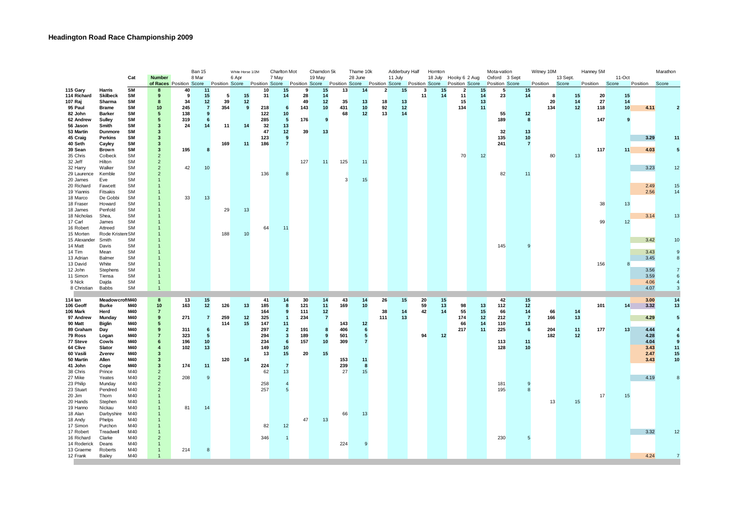# Headington Road Race Championship 2009

| | | | Cat | Number | Ban 15 8 Mar | | White Horse 1/2M 6 Apr | | Charlton Mot 7 May | | Charndon 5k 19 May | | Thame 10k 28 June | | Adderbury Half 11 July | | Hornton 18 July | | Hooky 6 2 Aug | | Mota-vation Oxford 3 Sept | | Witney 10M 13 Sept. | | Hanney 5M 11-Oct | | Marathon | |
|---|---|---|---|---|---|---|---|---|---|---|---|---|---|---|---|---|---|---|---|---|---|---|---|---|---|---|---|---|---|---|
| | | | | of Races | Position | Score | Position | Score | Position | Score | Position | Score | Position | Score | Position | Score | Position | Score | Position | Score | Position | Score | Position | Score | Position | Score | Position | Score |
| **115** | **Gary** | **Harris** | **SM** | 8 | **40** | **11** | | | **10** | **15** | **9** | **15** | **13** | **14** | **2** | **15** | **3** | **15** | **2** | **15** | **5** | **15** | | | | | | |
| **114** | **Richard** | **Skilbeck** | **SM** | 9 | **9** | **15** | **5** | **15** | **31** | **14** | **28** | **14** | | | | | **11** | **14** | **11** | **14** | **23** | **14** | **8** | **15** | **20** | **15** | | |
| **107** | **Raj** | **Sharma** | **SM** | 8 | **34** | **12** | **39** | **12** | | | **49** | **12** | **35** | **13** | **18** | **13** | | | **15** | **13** | | | **20** | **14** | **27** | **14** | | |
| **95** | **Paul** | **Brame** | **SM** | 10 | **245** | **7** | **354** | **9** | **218** | **6** | **143** | **10** | **431** | **10** | **92** | **12** | | | **134** | **11** | | | **134** | **12** | **118** | **10** | **4.11** | **2** |
| **82** | **John** | **Barker** | **SM** | 5 | **138** | **9** | | | **122** | **10** | | | **68** | **12** | **13** | **14** | | | | | **55** | **12** | | | | | | |
| **62** | **Andrew** | **Sulley** | **SM** | 5 | **319** | **6** | | | **285** | **5** | **176** | **9** | | | | | | | | | **189** | **8** | | | **147** | **9** | | |
| **56** | **Jason** | **Smith** | **SM** | 3 | **24** | **14** | **11** | **14** | **32** | **13** | | | | | | | | | | | | | | | | | | |
| **53** | **Martin** | **Dunmore** | **SM** | 3 | | | | | **47** | **12** | **39** | **13** | | | | | | | | | **32** | **13** | | | | | | |
| **45** | **Craig** | **Perkins** | **SM** | 3 | | | | | **123** | **9** | | | | | | | | | | | **135** | **10** | | | | | **3.29** | **11** |
| **40** | **Seth** | **Cayley** | **SM** | 3 | | | **169** | **11** | **186** | **7** | | | | | | | | | | | **241** | **7** | | | | | | |
| **39** | **Sean** | **Brown** | **SM** | 3 | **195** | **8** | | | | | | | | | | | | | | | | | | | **117** | **11** | **4.03** | **5** |
| 35 | Chris | Colbeck | SM | 2 | | | | | | | | | | | | | | | 70 | 12 | | | 80 | 13 | | | | |
| 32 | Jeff | Hilton | SM | 2 | | | | | | | 127 | 11 | 125 | 11 | | | | | | | | | | | | | | |
| 32 | Harry | Walker | SM | 2 | 42 | 10 | | | | | | | | | | | | | | | | | | | | | 3.23 | 12 |
| 29 | Laurence | Kemble | SM | 2 | | | | | 136 | 8 | | | | | | | | | | | 82 | 11 | | | | | | |
| 20 | James | Eve | SM | 1 | | | | | | | | | 3 | 15 | | | | | | | | | | | | | | |
| 20 | Richard | Fawcett | SM | 1 | | | | | | | | | | | | | | | | | | | | | | | 2.49 | 15 |
| 19 | Yiannis | Fitsakis | SM | 1 | | | | | | | | | | | | | | | | | | | | | | | 2.56 | 14 |
| 18 | Marco | De Gobbi | SM | 1 | 33 | 13 | | | | | | | | | | | | | | | | | | | | | | |
| 18 | Fraser | Howard | SM | 1 | | | | | | | | | | | | | | | | | | | | | 38 | 13 | | |
| 18 | James | Penfold | SM | 1 | | | 29 | 13 | | | | | | | | | | | | | | | | | | | | |
| 18 | Nicholas | Shea, | SM | 1 | | | | | | | | | | | | | | | | | | | | | | | 3.14 | 13 |
| 17 | Carl | James | SM | 1 | | | | | | | | | | | | | | | | | | | | | 99 | 12 | | |
| 16 | Robert | Attreed | SM | 1 | | | | | 64 | 11 | | | | | | | | | | | | | | | | | | |
| 15 | Morten | Rode Kristens | SM | 1 | | | 188 | 10 | | | | | | | | | | | | | | | | | | | | |
| 15 | Alexander | Smith | SM | 1 | | | | | | | | | | | | | | | | | | | | | | | 3.42 | 10 |
| 14 | Matt | Davis | SM | 1 | | | | | | | | | | | | | | | | | 145 | 9 | | | | | | |
| 14 | Tim | Mean | SM | 1 | | | | | | | | | | | | | | | | | | | | | | | 3.43 | 9 |
| 13 | Adrian | Balmer | SM | 1 | | | | | | | | | | | | | | | | | | | | | | | 3.45 | 8 |
| 13 | David | White | SM | 1 | | | | | | | | | | | | | | | | | | | | | 156 | 8 | | |
| 12 | John | Stephens | SM | 1 | | | | | | | | | | | | | | | | | | | | | | | 3.56 | 7 |
| 11 | Simon | Tiensa | SM | 1 | | | | | | | | | | | | | | | | | | | | | | | 3.59 | 6 |
| 9 | Nick | Dajda | SM | 1 | | | | | | | | | | | | | | | | | | | | | | | 4.06 | 4 |
| 8 | Christian | Babbs | SM | 1 | | | | | | | | | | | | | | | | | | | | | | | 4.07 | 3 |
| **114** | **Ian** | **Meadowcroft** | **M40** | 8 | **13** | **15** | | | **41** | **14** | **30** | **14** | **43** | **14** | **26** | **15** | **20** | **15** | | | **42** | **15** | | | | | **3.00** | **14** |
| **106** | **Geoff** | **Burke** | **M40** | 10 | **163** | **12** | **126** | **13** | **185** | **8** | **121** | **11** | **169** | **10** | | | **59** | **13** | **98** | **13** | **112** | **12** | | | **101** | **14** | **3.32** | **13** |
| **106** | **Mark** | **Herd** | **M40** | 7 | | | | | **164** | **9** | **111** | **12** | | | **38** | **14** | **42** | **14** | **55** | **15** | **66** | **14** | **66** | **14** | | | | |
| **97** | **Andrew** | **Munday** | **M40** | 9 | **271** | **7** | **259** | **12** | **325** | **1** | **234** | **7** | | | **111** | **13** | | | **174** | **12** | **212** | **7** | **166** | **13** | | | **4.29** | **5** |
| **90** | **Matt** | **Biglin** | **M40** | 5 | | | **114** | **15** | **147** | **11** | | | **143** | **12** | | | | | **66** | **14** | **110** | **13** | | | | | | |
| **89** | **Graham** | **Day** | **M40** | 9 | **311** | **6** | | | **297** | **2** | **191** | **8** | **406** | **6** | | | | | **217** | **11** | **225** | **6** | **204** | **11** | **177** | **13** | **4.44** | **4** |
| **79** | **Ross** | **Logan** | **M40** | 7 | **323** | **5** | | | **294** | **3** | **189** | **9** | **501** | **5** | | | **94** | **12** | | | | | **182** | **12** | | | **4.28** | **6** |
| **77** | **Steve** | **Cowls** | **M40** | 6 | **196** | **10** | | | **234** | **6** | **157** | **10** | **309** | **7** | | | | | | | **113** | **11** | | | | | **4.04** | **9** |
| **64** | **Clive** | **Slator** | **M40** | 4 | **102** | **13** | | | **149** | **10** | | | | | | | | | | | **128** | **10** | | | | | **3.43** | **11** |
| **60** | **Vasili** | **Zverev** | **M40** | 3 | | | | | **13** | **15** | **20** | **15** | | | | | | | | | | | | | | | **2.47** | **15** |
| **50** | **Martin** | **Allen** | **M40** | 3 | | | **120** | **14** | | | | | **153** | **11** | | | | | | | | | | | | | **3.43** | **10** |
| **41** | **John** | **Cope** | **M40** | 3 | **174** | **11** | | | **224** | **7** | | | **239** | **8** | | | | | | | | | | | | | | |
| 38 | Chris | Prince | M40 | 2 | | | | | 62 | 13 | | | 27 | 15 | | | | | | | | | | | | | | |
| 27 | Mike | Yeates | M40 | 2 | 208 | 9 | | | | | | | | | | | | | | | | | | | | | 4.19 | 8 |
| 23 | Philip | Munday | M40 | 2 | | | | | 258 | 4 | | | | | | | | | | | 181 | 9 | | | | | | |
| 23 | Stuart | Pendred | M40 | 2 | | | | | 257 | 5 | | | | | | | | | | | 195 | 8 | | | | | | |
| 20 | Jim | Thorn | M40 | 1 | | | | | | | | | | | | | | | | | | | | | 17 | 15 | | |
| 20 | Hands | Stephen | M40 | 1 | | | | | | | | | | | | | | | | | | | 13 | 15 | | | | |
| 19 | Hanno | Nickau | M40 | 1 | 81 | 14 | | | | | | | | | | | | | | | | | | | | | | |
| 18 | Alan | Darbyshire | M40 | 1 | | | | | | | | | 66 | 13 | | | | | | | | | | | | | | |
| 18 | Andy | Phelps | M40 | 1 | | | | | | | 47 | 13 | | | | | | | | | | | | | | | | |
| 17 | Simon | Purchon | M40 | 1 | | | | | 82 | 12 | | | | | | | | | | | | | | | | | | |
| 17 | Robert | Treadwell | M40 | 1 | | | | | | | | | | | | | | | | | | | | | | | 3.32 | 12 |
| 16 | Richard | Clarke | M40 | 2 | | | | | 346 | 1 | | | | | | | | | | | 230 | 5 | | | | | | |
| 14 | Roderick | Deans | M40 | 1 | | | | | | | | | 224 | 9 | | | | | | | | | | | | | | |
| 13 | Graeme | Roberts | M40 | 1 | 214 | 8 | | | | | | | | | | | | | | | | | | | | | | |
| 12 | Frank | Bailey | M40 | 1 | | | | | | | | | | | | | | | | | | | | | | | 4.24 | 7 |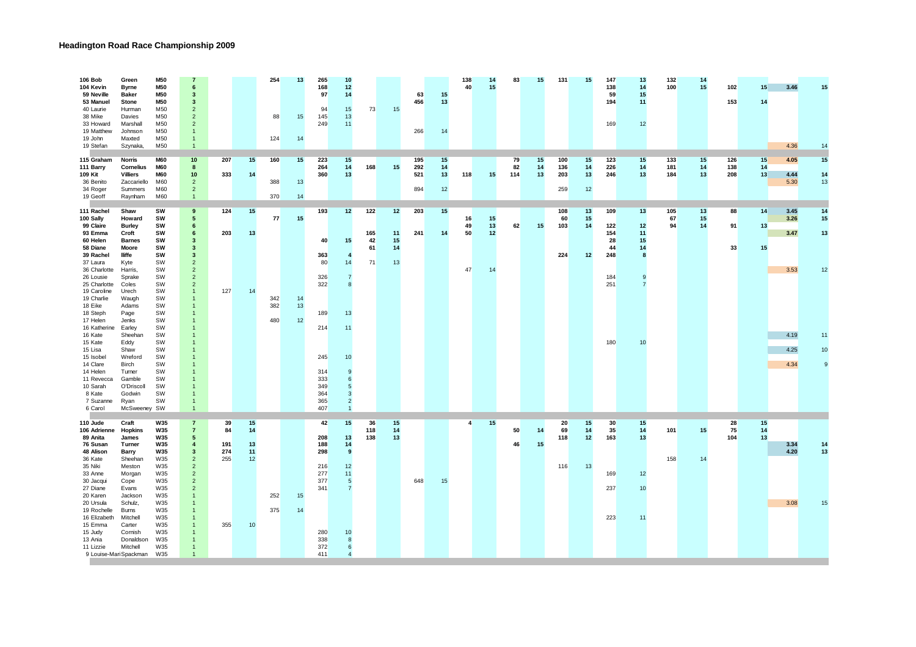# Headington Road Race Championship 2009

| | | | | | | | | | | | | | | | | | | | | | | | | | | | | |
|---|---|---|---|---|---|---|---|---|---|---|---|---|---|---|---|---|---|---|---|---|---|---|---|---|---|---|---|---|
| 106 | Bob | Green | M50 | 7 | | | 254 | 13 | 265 | 10 | | | | | 138 | 14 | 83 | 15 | 131 | 15 | 147 | 13 | 132 | 14 | | | | |
| 104 | Kevin | Byrne | M50 | 6 | | | | | 168 | 12 | | | | | 40 | 15 | | | | | 138 | 14 | 100 | 15 | 102 | 15 | 3.46 | 15 |
| 59 | Neville | Baker | M50 | 3 | | | | | 97 | 14 | | | 63 | 15 | | | | | | | 59 | 15 | | | | | | |
| 53 | Manuel | Stone | M50 | 3 | | | | | | | | | 456 | 13 | | | | | | | 194 | 11 | | | 153 | 14 | | |
| 40 | Laurie | Hurman | M50 | 2 | | | | | 94 | 15 | 73 | 15 | | | | | | | | | | | | | | | | |
| 38 | Mike | Davies | M50 | 2 | | | 88 | 15 | 145 | 13 | | | | | | | | | | | | | | | | | | |
| 33 | Howard | Marshall | M50 | 2 | | | | | 249 | 11 | | | | | | | | | | | 169 | 12 | | | | | | |
| 19 | Matthew | Johnson | M50 | 1 | | | | | | | | | 266 | 14 | | | | | | | | | | | | | | |
| 19 | John | Maxted | M50 | 1 | | | 124 | 14 | | | | | | | | | | | | | | | | | | | | |
| 19 | Stefan | Szynaka, | M50 | 1 | | | | | | | | | | | | | | | | | | | | | | | 4.36 | 14 |
| 115 | Graham | Norris | M60 | 10 | 207 | 15 | 160 | 15 | 223 | 15 | | | 195 | 15 | | | 79 | 15 | 100 | 15 | 123 | 15 | 133 | 15 | 126 | 15 | 4.05 | 15 |
| 111 | Barry | Cornelius | M60 | 8 | | | | | 264 | 14 | 168 | 15 | 292 | 14 | | | 82 | 14 | 136 | 14 | 226 | 14 | 181 | 14 | 138 | 14 | | |
| 109 | Kit | Villiers | M60 | 10 | 333 | 14 | | | 360 | 13 | | | 521 | 13 | 118 | 15 | 114 | 13 | 203 | 13 | 246 | 13 | 184 | 13 | 208 | 13 | 4.44 | 14 |
| 36 | Benito | Zaccariello | M60 | 2 | | | 388 | 13 | | | | | | | | | | | | | | | | | | | 5.30 | 13 |
| 34 | Roger | Summers | M60 | 2 | | | | | | | | | 894 | 12 | | | | | 259 | 12 | | | | | | | | |
| 19 | Geoff | Raynham | M60 | 1 | | | 370 | 14 | | | | | | | | | | | | | | | | | | | | |
| 111 | Rachel | Shaw | SW | 9 | 124 | 15 | | | 193 | 12 | 122 | 12 | 203 | 15 | | | | | 108 | 13 | 109 | 13 | 105 | 13 | 88 | 14 | 3.45 | 14 |
| 100 | Sally | Howard | SW | 5 | | | 77 | 15 | | | | | | | 16 | 15 | | | 60 | 15 | | | 67 | 15 | | | 3.26 | 15 |
| 99 | Claire | Burley | SW | 6 | | | | | | | | | | | 49 | 13 | 62 | 15 | 103 | 14 | 122 | 12 | 94 | 14 | 91 | 13 | | |
| 93 | Emma | Croft | SW | 6 | 203 | 13 | | | | | 165 | 11 | 241 | 14 | 50 | 12 | | | | | 154 | 11 | | | | | 3.47 | 13 |
| 60 | Helen | Barnes | SW | 3 | | | | | 40 | 15 | 42 | 15 | | | | | | | | | 28 | 15 | | | | | | |
| 58 | Diane | Moore | SW | 3 | | | | | | | 61 | 14 | | | | | | | | | 44 | 14 | | | 33 | 15 | | |
| 39 | Rachel | Iliffe | SW | 3 | | | | | 363 | 4 | | | | | | | | | 224 | 12 | 248 | 8 | | | | | | |
| 37 | Laura | Kyte | SW | 2 | | | | | 80 | 14 | 71 | 13 | | | | | | | | | | | | | | | | |
| 36 | Charlotte | Harris, | SW | 2 | | | | | | | | | | | 47 | 14 | | | | | | | | | | | 3.53 | 12 |
| 26 | Lousie | Sprake | SW | 2 | | | | | 326 | 7 | | | | | | | | | | | 184 | 9 | | | | | | |
| 25 | Charlotte | Coles | SW | 2 | | | | | 322 | 8 | | | | | | | | | | | 251 | 7 | | | | | | |
| 19 | Caroline | Urech | SW | 1 | 127 | 14 | | | | | | | | | | | | | | | | | | | | | | |
| 19 | Charlie | Waugh | SW | 1 | | | 342 | 14 | | | | | | | | | | | | | | | | | | | | |
| 18 | Eike | Adams | SW | 1 | | | 382 | 13 | | | | | | | | | | | | | | | | | | | | |
| 18 | Steph | Page | SW | 1 | | | | | 189 | 13 | | | | | | | | | | | | | | | | | | |
| 17 | Helen | Jenks | SW | 1 | | | 480 | 12 | | | | | | | | | | | | | | | | | | | | |
| 16 | Katherine | Earley | SW | 1 | | | | | 214 | 11 | | | | | | | | | | | | | | | | | | |
| 16 | Kate | Sheehan | SW | 1 | | | | | | | | | | | | | | | | | | | | | | | 4.19 | 11 |
| 15 | Kate | Eddy | SW | 1 | | | | | | | | | | | | | | | | | 180 | 10 | | | | | | |
| 15 | Lisa | Shaw | SW | 1 | | | | | | | | | | | | | | | | | | | | | | | 4.25 | 10 |
| 15 | Isobel | Wreford | SW | 1 | | | | | 245 | 10 | | | | | | | | | | | | | | | | | | |
| 14 | Clare | Birch | SW | 1 | | | | | | | | | | | | | | | | | | | | | | | 4.34 | 9 |
| 14 | Helen | Turner | SW | 1 | | | | | 314 | 9 | | | | | | | | | | | | | | | | | | |
| 11 | Revecca | Gamble | SW | 1 | | | | | 333 | 6 | | | | | | | | | | | | | | | | | | |
| 10 | Sarah | O'Driscoll | SW | 1 | | | | | 349 | 5 | | | | | | | | | | | | | | | | | | |
| 8 | Kate | Godwin | SW | 1 | | | | | 364 | 3 | | | | | | | | | | | | | | | | | | |
| 7 | Suzanne | Ryan | SW | 1 | | | | | 365 | 2 | | | | | | | | | | | | | | | | | | |
| 6 | Carol | McSweeney | SW | 1 | | | | | 407 | 1 | | | | | | | | | | | | | | | | | | |
| 110 | Jude | Craft | W35 | 7 | 39 | 15 | | | 42 | 15 | 36 | 15 | | | 4 | 15 | | | 20 | 15 | 30 | 15 | | | 28 | 15 | | |
| 106 | Adrienne | Hopkins | W35 | 7 | 84 | 14 | | | | | 118 | 14 | | | | | 50 | 14 | 69 | 14 | 35 | 14 | 101 | 15 | 75 | 14 | | |
| 89 | Anita | James | W35 | 5 | | | | | 208 | 13 | 138 | 13 | | | | | | | 118 | 12 | 163 | 13 | | | 104 | 13 | | |
| 76 | Susan | Turner | W35 | 4 | 191 | 13 | | | 188 | 14 | | | | | | | 46 | 15 | | | | | | | | | 3.34 | 14 |
| 48 | Alison | Barry | W35 | 3 | 274 | 11 | | | 298 | 9 | | | | | | | | | | | | | | | | | 4.20 | 13 |
| 36 | Kate | Sheehan | W35 | 2 | 255 | 12 | | | | | | | | | | | | | | | | | 158 | 14 | | | | |
| 35 | Niki | Meston | W35 | 2 | | | | | 216 | 12 | | | | | | | | | 116 | 13 | | | | | | | | |
| 33 | Anne | Morgan | W35 | 2 | | | | | 277 | 11 | | | | | | | | | | | 169 | 12 | | | | | | |
| 30 | Jacqui | Cope | W35 | 2 | | | | | 377 | 5 | | | 648 | 15 | | | | | | | | | | | | | | |
| 27 | Diane | Evans | W35 | 2 | | | | | 341 | 7 | | | | | | | | | | | 237 | 10 | | | | | | |
| 20 | Karen | Jackson | W35 | 1 | | | 252 | 15 | | | | | | | | | | | | | | | | | | | | |
| 20 | Ursula | Schulz, | W35 | 1 | | | | | | | | | | | | | | | | | | | | | | | 3.08 | 15 |
| 19 | Rochelle | Burns | W35 | 1 | | | 375 | 14 | | | | | | | | | | | | | | | | | | | | |
| 16 | Elizabeth | Mitchell | W35 | 1 | | | | | | | | | | | | | | | | | 223 | 11 | | | | | | |
| 15 | Emma | Carter | W35 | 1 | 355 | 10 | | | | | | | | | | | | | | | | | | | | | | |
| 15 | Judy | Cornish | W35 | 1 | | | | | 280 | 10 | | | | | | | | | | | | | | | | | | |
| 13 | Ania | Donaldson | W35 | 1 | | | | | 338 | 8 | | | | | | | | | | | | | | | | | | |
| 11 | Lizzie | Mitchell | W35 | 1 | | | | | 372 | 6 | | | | | | | | | | | | | | | | | | |
| 9 | Louise-Mari | Spackman | W35 | 1 | | | | | 411 | 4 | | | | | | | | | | | | | | | | | | |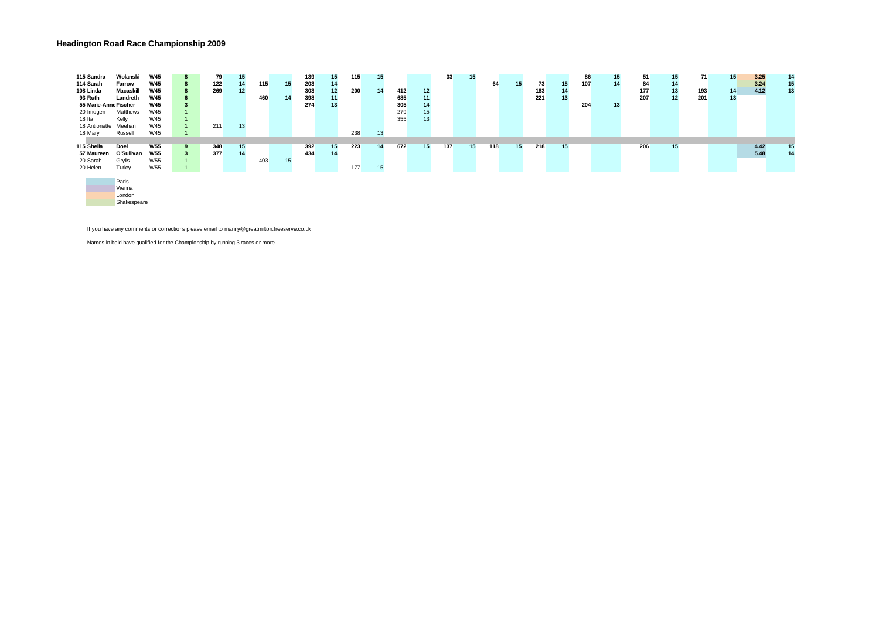# Headington Road Race Championship 2009

| | | | | | | | | | | | | | | | | | | | | | | | | | | | | |
|---|---|---|---|---|---|---|---|---|---|---|---|---|---|---|---|---|---|---|---|---|---|---|---|---|---|---|---|---|
| **115** | **Sandra** | **Wolanski** | **W45** | **8** | **79** | **15** | | | **139** | **15** | **115** | **15** | | | **33** | **15** | | | | | **86** | **15** | **51** | **15** | **71** | **15** | **3.25** | **14** |
| **114** | **Sarah** | **Farrow** | **W45** | **8** | **122** | **14** | **115** | **15** | **203** | **14** | | | | | | | **64** | **15** | **73** | **15** | **107** | **14** | **84** | **14** | | | **3.24** | **15** |
| **108** | **Linda** | **Macaskill** | **W45** | **8** | **269** | **12** | | | **303** | **12** | **200** | **14** | **412** | **12** | | | | | **183** | **14** | | | **177** | **13** | **193** | **14** | **4.12** | **13** |
| **93** | **Ruth** | **Landreth** | **W45** | **6** | | | **460** | **14** | **398** | **11** | | | **685** | **11** | | | | | **221** | **13** | | | **207** | **12** | **201** | **13** | | |
| **55** | **Marie-Anne** | **Fischer** | **W45** | **3** | | | | | **274** | **13** | | | **305** | **14** | | | | | | | **204** | **13** | | | | | | |
| 20 | Imogen | Matthews | W45 | 1 | | | | | | | | | 279 | 15 | | | | | | | | | | | | | | |
| 18 | Ita | Kelly | W45 | 1 | | | | | | | | | 355 | 13 | | | | | | | | | | | | | | |
| 18 | Antionette | Meehan | W45 | 1 | 211 | 13 | | | | | | | | | | | | | | | | | | | | | | |
| 18 | Mary | Russell | W45 | 1 | | | | | | | 238 | 13 | | | | | | | | | | | | | | | | |
| **115** | **Sheila** | **Doel** | **W55** | **9** | **348** | **15** | | | **392** | **15** | **223** | **14** | **672** | **15** | **137** | **15** | **118** | **15** | **218** | **15** | | | **206** | **15** | | | **4.42** | **15** |
| **57** | **Maureen** | **O'Sullivan** | **W55** | **3** | **377** | **14** | | | **434** | **14** | | | | | | | | | | | | | | | | | **5.48** | **14** |
| 20 | Sarah | Grylls | W55 | 1 | | | 403 | 15 | | | | | | | | | | | | | | | | | | | | |
| 20 | Helen | Turley | W55 | 1 | | | | | | | 177 | 15 | | | | | | | | | | | | | | | | |

Paris
Vienna
London
Shakespeare

If you have any comments or corrections please email to manny@greatmilton.freeserve.co.uk

Names in bold have qualified for the Championship by running 3 races or more.